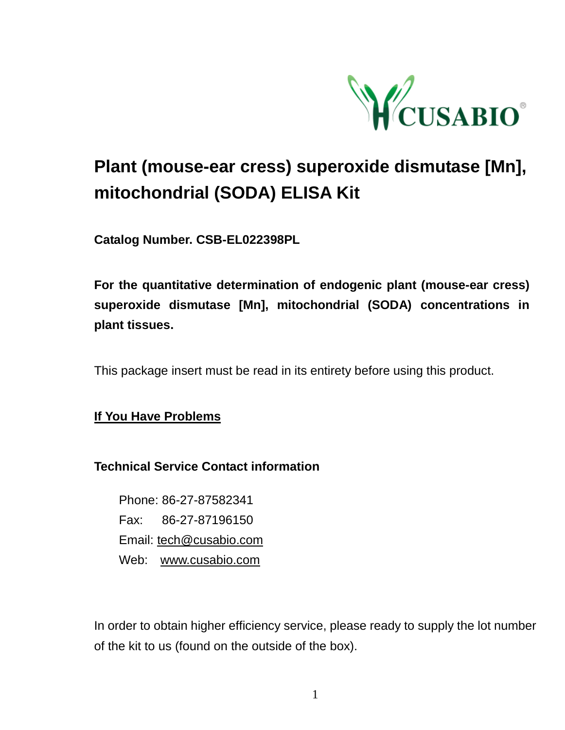# Plant (mouse-ear cress) superoxide dismutase [Mn], mitochondrial (SODA) ELISA Kit

**Catalog Number. CSB-EL022398PL**

**For the quantitative determination of endogenic plant (mouse-ear cress) superoxide dismutase [Mn], mitochondrial (SODA) concentrations in plant tissues.**

This package insert must be read in its entirety before using this product.

## If You Have Problems

**Technical Service Contact information**

Phone: 86-27-87582341
Fax: 86-27-87196150
Email: tech@cusabio.com
Web: www.cusabio.com

In order to obtain higher efficiency service, please ready to supply the lot number of the kit to us (found on the outside of the box).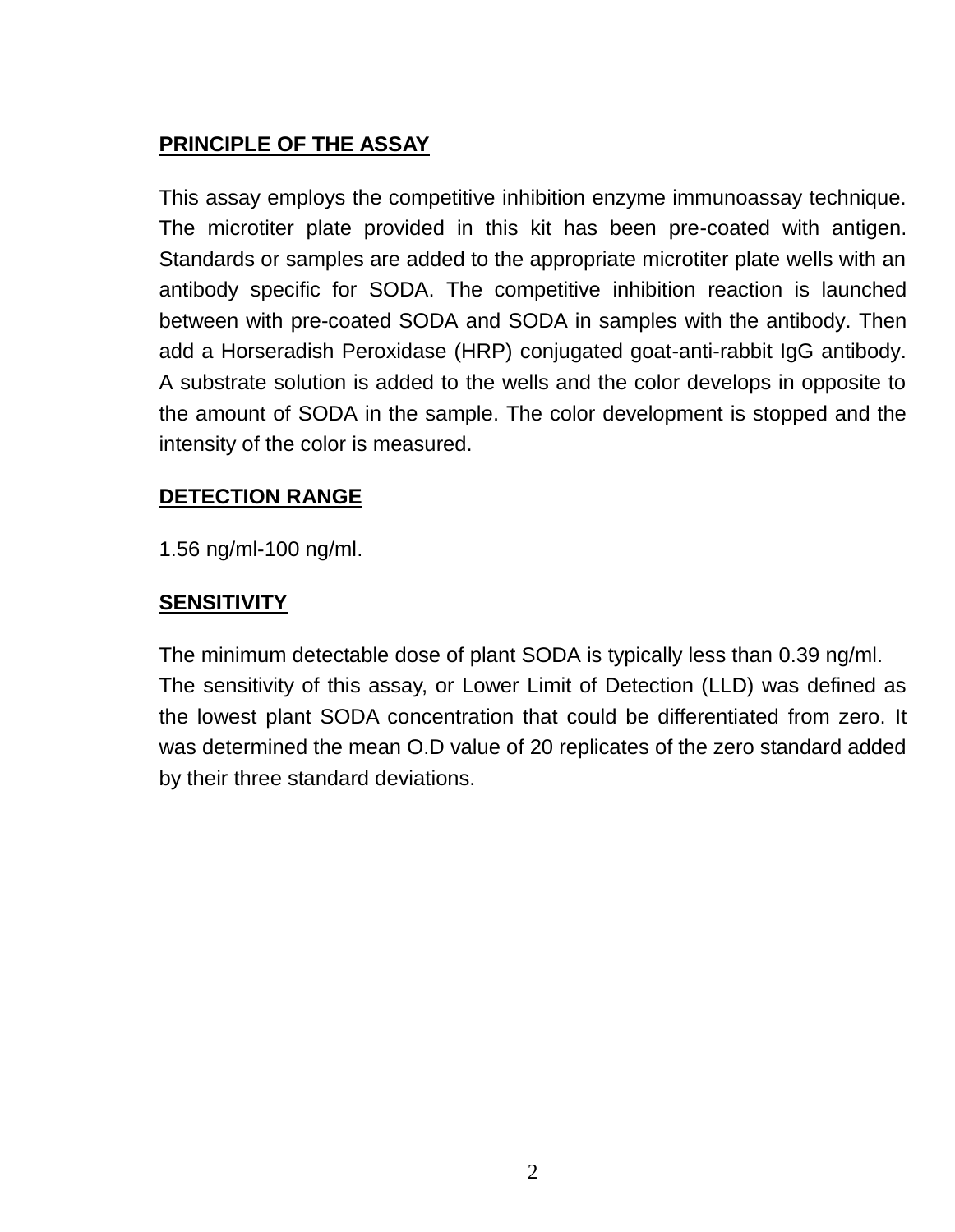## PRINCIPLE OF THE ASSAY

This assay employs the competitive inhibition enzyme immunoassay technique. The microtiter plate provided in this kit has been pre-coated with antigen. Standards or samples are added to the appropriate microtiter plate wells with an antibody specific for SODA. The competitive inhibition reaction is launched between with pre-coated SODA and SODA in samples with the antibody. Then add a Horseradish Peroxidase (HRP) conjugated goat-anti-rabbit IgG antibody. A substrate solution is added to the wells and the color develops in opposite to the amount of SODA in the sample. The color development is stopped and the intensity of the color is measured.

## DETECTION RANGE

1.56 ng/ml-100 ng/ml.

## SENSITIVITY

The minimum detectable dose of plant SODA is typically less than 0.39 ng/ml.
The sensitivity of this assay, or Lower Limit of Detection (LLD) was defined as the lowest plant SODA concentration that could be differentiated from zero. It was determined the mean O.D value of 20 replicates of the zero standard added by their three standard deviations.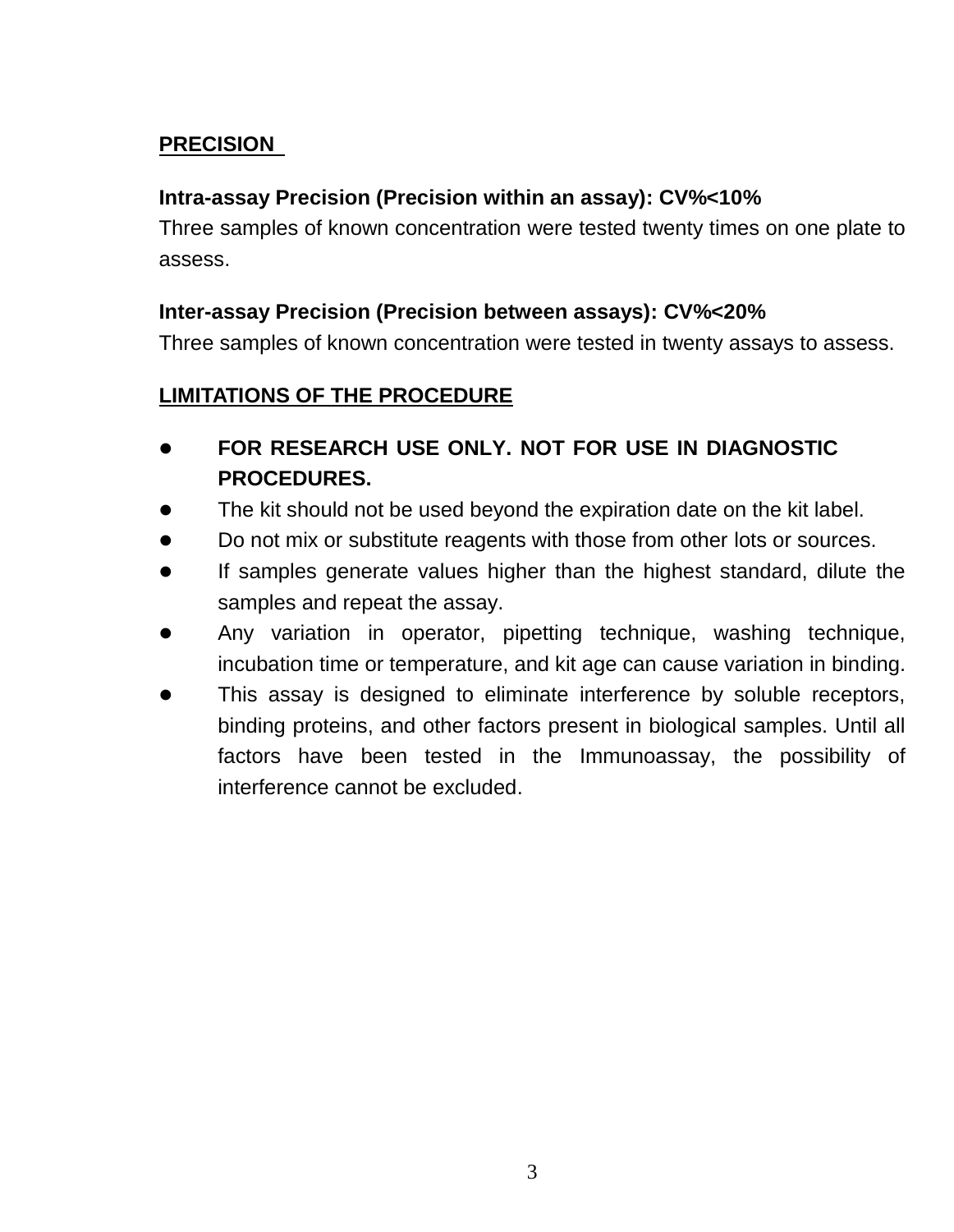## PRECISION

**Intra-assay Precision (Precision within an assay): CV%<10%**
Three samples of known concentration were tested twenty times on one plate to assess.

**Inter-assay Precision (Precision between assays): CV%<20%**
Three samples of known concentration were tested in twenty assays to assess.

## LIMITATIONS OF THE PROCEDURE

- **FOR RESEARCH USE ONLY. NOT FOR USE IN DIAGNOSTIC PROCEDURES.**
- The kit should not be used beyond the expiration date on the kit label.
- Do not mix or substitute reagents with those from other lots or sources.
- If samples generate values higher than the highest standard, dilute the samples and repeat the assay.
- Any variation in operator, pipetting technique, washing technique, incubation time or temperature, and kit age can cause variation in binding.
- This assay is designed to eliminate interference by soluble receptors, binding proteins, and other factors present in biological samples. Until all factors have been tested in the Immunoassay, the possibility of interference cannot be excluded.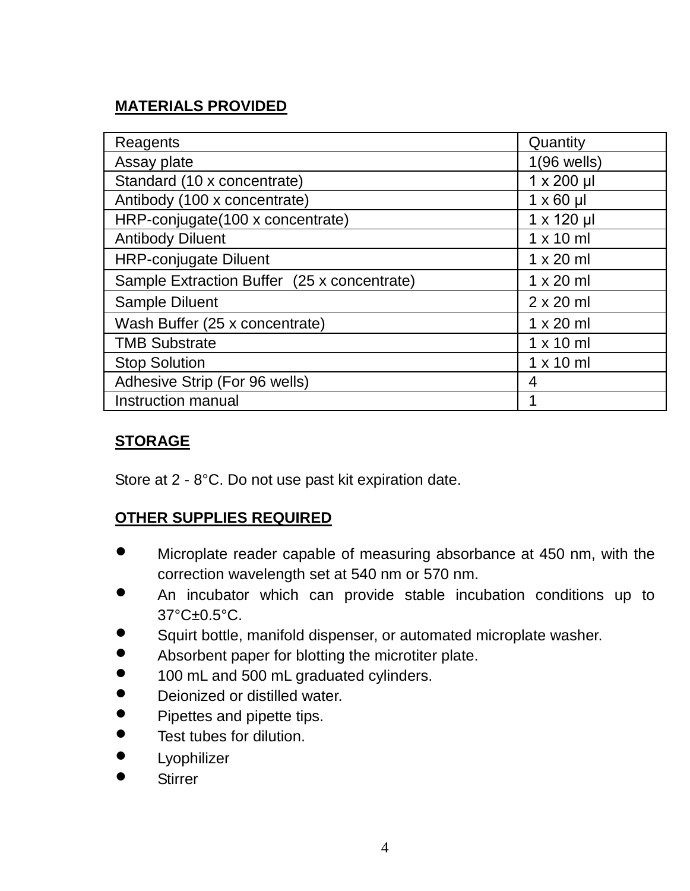## MATERIALS PROVIDED

| Reagents | Quantity |
|---|---|
| Assay plate | 1(96 wells) |
| Standard (10 x concentrate) | 1 x 200 µl |
| Antibody (100 x concentrate) | 1 x 60 µl |
| HRP-conjugate(100 x concentrate) | 1 x 120 µl |
| Antibody Diluent | 1 x 10 ml |
| HRP-conjugate Diluent | 1 x 20 ml |
| Sample Extraction Buffer (25 x concentrate) | 1 x 20 ml |
| Sample Diluent | 2 x 20 ml |
| Wash Buffer (25 x concentrate) | 1 x 20 ml |
| TMB Substrate | 1 x 10 ml |
| Stop Solution | 1 x 10 ml |
| Adhesive Strip (For 96 wells) | 4 |
| Instruction manual | 1 |

## STORAGE

Store at 2 - 8°C. Do not use past kit expiration date.

## OTHER SUPPLIES REQUIRED

- Microplate reader capable of measuring absorbance at 450 nm, with the correction wavelength set at 540 nm or 570 nm.
- An incubator which can provide stable incubation conditions up to 37°C±0.5°C.
- Squirt bottle, manifold dispenser, or automated microplate washer.
- Absorbent paper for blotting the microtiter plate.
- 100 mL and 500 mL graduated cylinders.
- Deionized or distilled water.
- Pipettes and pipette tips.
- Test tubes for dilution.
- Lyophilizer
- Stirrer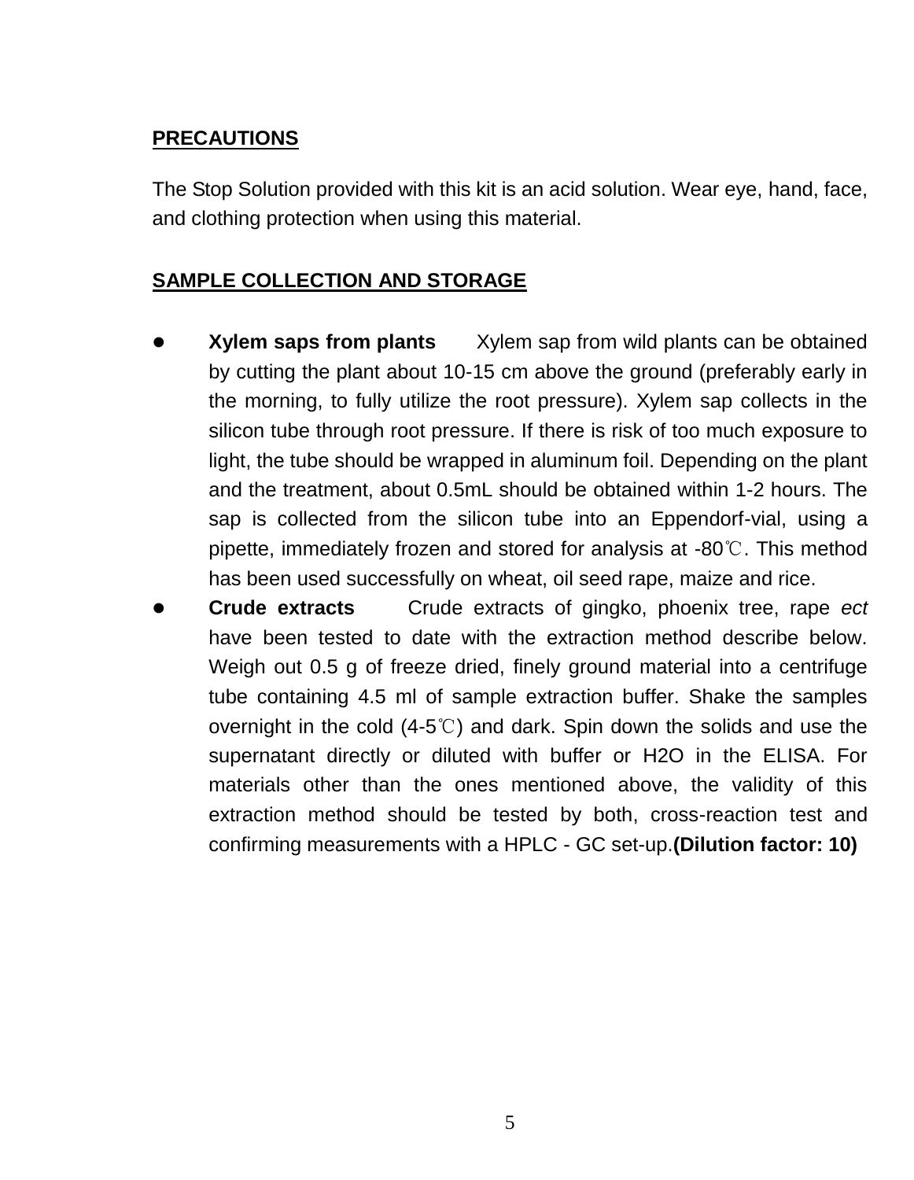## PRECAUTIONS

The Stop Solution provided with this kit is an acid solution. Wear eye, hand, face, and clothing protection when using this material.

## SAMPLE COLLECTION AND STORAGE

- **Xylem saps from plants** Xylem sap from wild plants can be obtained by cutting the plant about 10-15 cm above the ground (preferably early in the morning, to fully utilize the root pressure). Xylem sap collects in the silicon tube through root pressure. If there is risk of too much exposure to light, the tube should be wrapped in aluminum foil. Depending on the plant and the treatment, about 0.5mL should be obtained within 1-2 hours. The sap is collected from the silicon tube into an Eppendorf-vial, using a pipette, immediately frozen and stored for analysis at -80℃. This method has been used successfully on wheat, oil seed rape, maize and rice.
- **Crude extracts** Crude extracts of gingko, phoenix tree, rape *ect* have been tested to date with the extraction method describe below. Weigh out 0.5 g of freeze dried, finely ground material into a centrifuge tube containing 4.5 ml of sample extraction buffer. Shake the samples overnight in the cold (4-5℃) and dark. Spin down the solids and use the supernatant directly or diluted with buffer or H2O in the ELISA. For materials other than the ones mentioned above, the validity of this extraction method should be tested by both, cross-reaction test and confirming measurements with a HPLC - GC set-up.**(Dilution factor: 10)**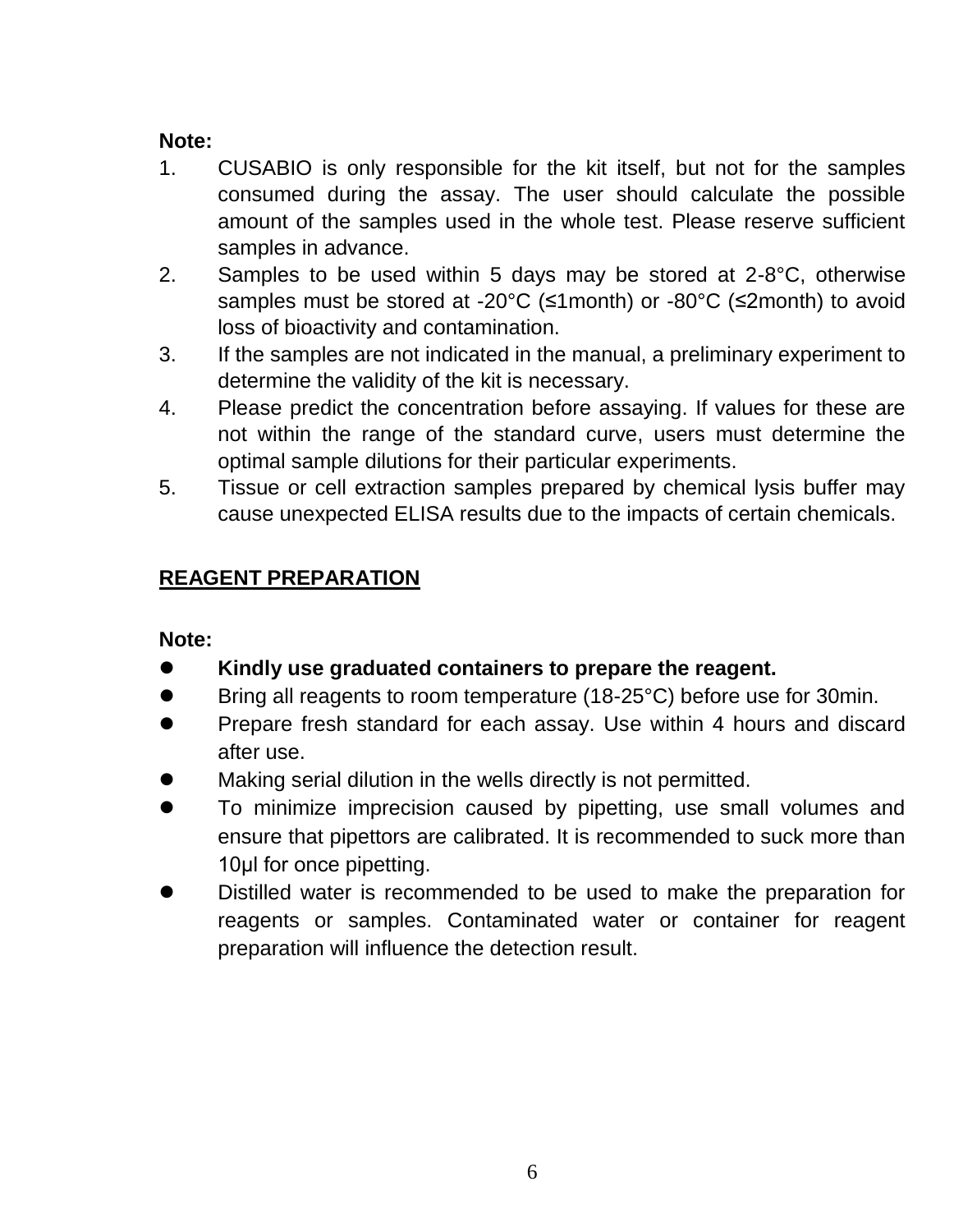**Note:**

1. CUSABIO is only responsible for the kit itself, but not for the samples consumed during the assay. The user should calculate the possible amount of the samples used in the whole test. Please reserve sufficient samples in advance.
2. Samples to be used within 5 days may be stored at 2-8°C, otherwise samples must be stored at -20°C (≤1month) or -80°C (≤2month) to avoid loss of bioactivity and contamination.
3. If the samples are not indicated in the manual, a preliminary experiment to determine the validity of the kit is necessary.
4. Please predict the concentration before assaying. If values for these are not within the range of the standard curve, users must determine the optimal sample dilutions for their particular experiments.
5. Tissue or cell extraction samples prepared by chemical lysis buffer may cause unexpected ELISA results due to the impacts of certain chemicals.

## REAGENT PREPARATION

**Note:**

- **Kindly use graduated containers to prepare the reagent.**
- Bring all reagents to room temperature (18-25°C) before use for 30min.
- Prepare fresh standard for each assay. Use within 4 hours and discard after use.
- Making serial dilution in the wells directly is not permitted.
- To minimize imprecision caused by pipetting, use small volumes and ensure that pipettors are calibrated. It is recommended to suck more than 10μl for once pipetting.
- Distilled water is recommended to be used to make the preparation for reagents or samples. Contaminated water or container for reagent preparation will influence the detection result.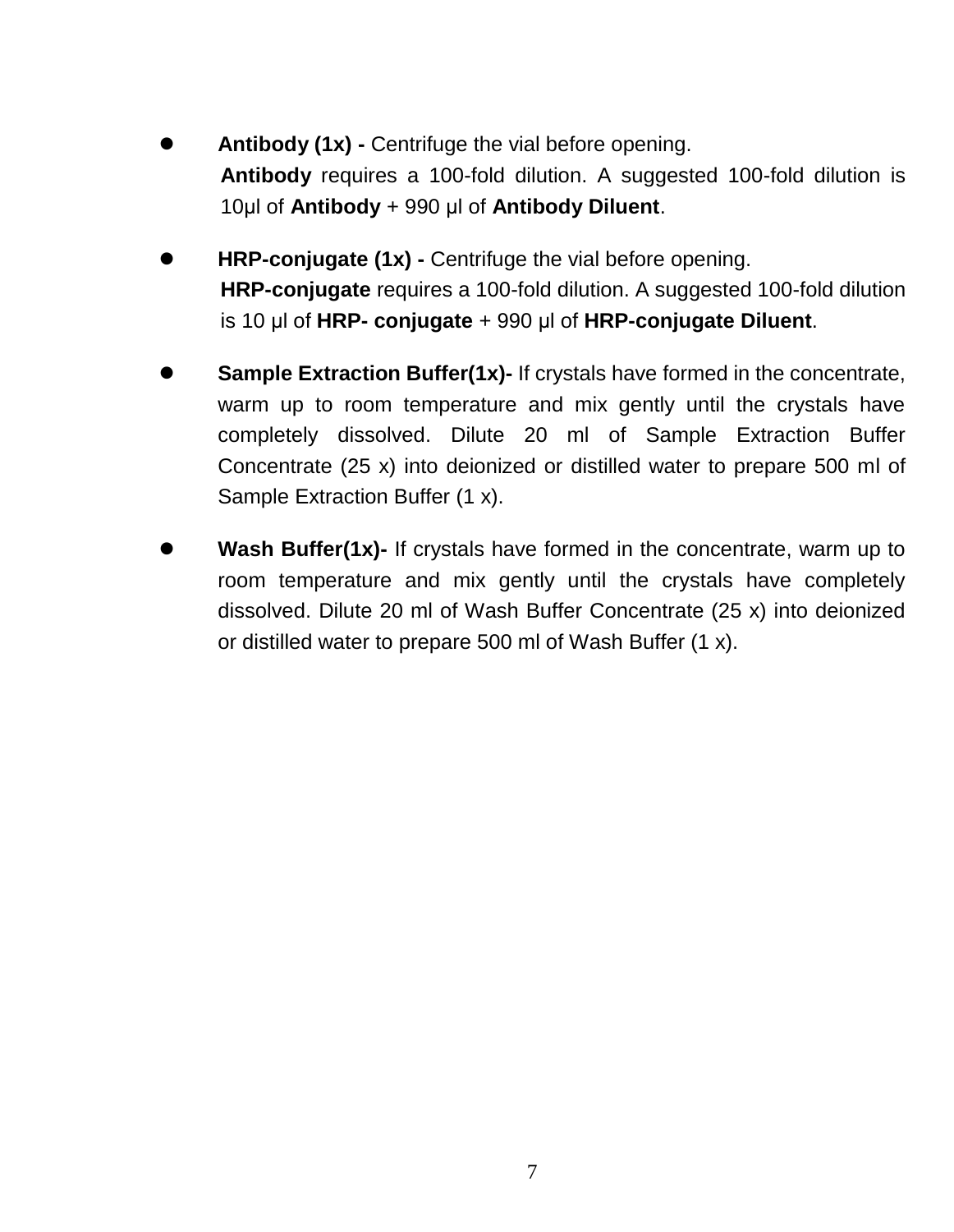- **Antibody (1x) -** Centrifuge the vial before opening.
  **Antibody** requires a 100-fold dilution. A suggested 100-fold dilution is 10μl of **Antibody** + 990 μl of **Antibody Diluent**.

- **HRP-conjugate (1x) -** Centrifuge the vial before opening.
  **HRP-conjugate** requires a 100-fold dilution. A suggested 100-fold dilution is 10 μl of **HRP- conjugate** + 990 μl of **HRP-conjugate Diluent**.

- **Sample Extraction Buffer(1x)-** If crystals have formed in the concentrate, warm up to room temperature and mix gently until the crystals have completely dissolved. Dilute 20 ml of Sample Extraction Buffer Concentrate (25 x) into deionized or distilled water to prepare 500 ml of Sample Extraction Buffer (1 x).

- **Wash Buffer(1x)-** If crystals have formed in the concentrate, warm up to room temperature and mix gently until the crystals have completely dissolved. Dilute 20 ml of Wash Buffer Concentrate (25 x) into deionized or distilled water to prepare 500 ml of Wash Buffer (1 x).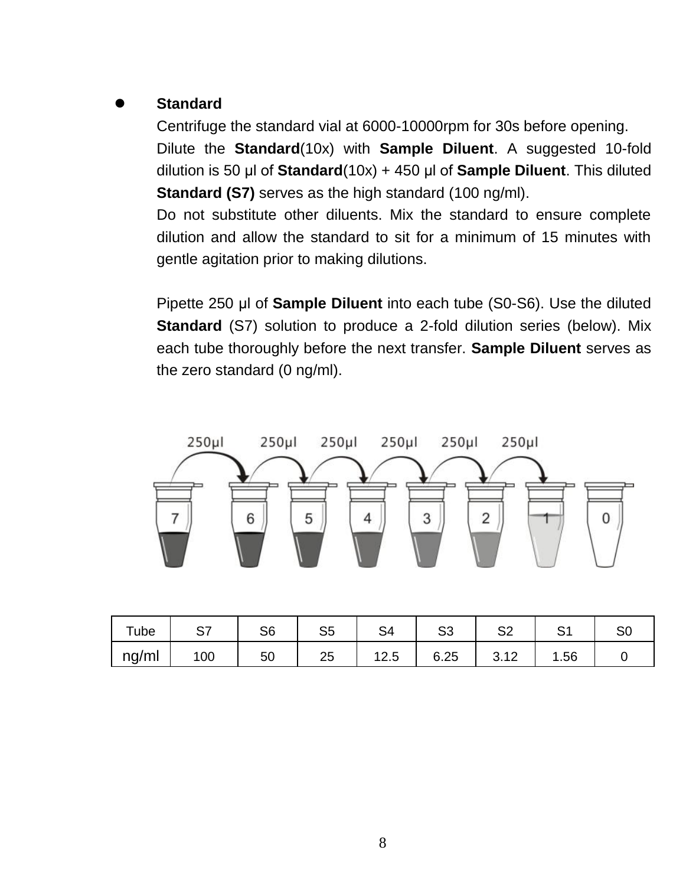- **Standard**

  Centrifuge the standard vial at 6000-10000rpm for 30s before opening.

  Dilute the **Standard**(10x) with **Sample Diluent**. A suggested 10-fold dilution is 50 μl of **Standard**(10x) + 450 μl of **Sample Diluent**. This diluted **Standard (S7)** serves as the high standard (100 ng/ml).

  Do not substitute other diluents. Mix the standard to ensure complete dilution and allow the standard to sit for a minimum of 15 minutes with gentle agitation prior to making dilutions.

  Pipette 250 μl of **Sample Diluent** into each tube (S0-S6). Use the diluted **Standard** (S7) solution to produce a 2-fold dilution series (below). Mix each tube thoroughly before the next transfer. **Sample Diluent** serves as the zero standard (0 ng/ml).

| Tube | S7 | S6 | S5 | S4 | S3 | S2 | S1 | S0 |
|---|---|---|---|---|---|---|---|---|
| ng/ml | 100 | 50 | 25 | 12.5 | 6.25 | 3.12 | 1.56 | 0 |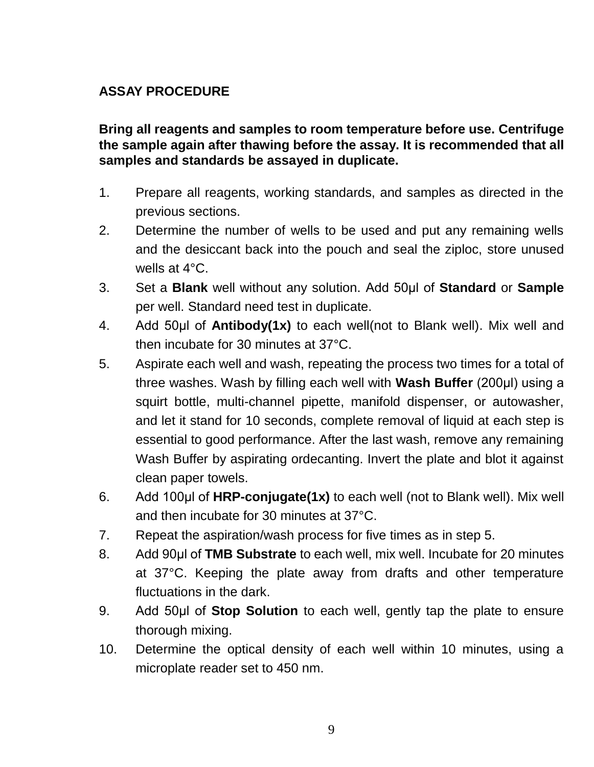## ASSAY PROCEDURE

**Bring all reagents and samples to room temperature before use. Centrifuge the sample again after thawing before the assay. It is recommended that all samples and standards be assayed in duplicate.**

1. Prepare all reagents, working standards, and samples as directed in the previous sections.
2. Determine the number of wells to be used and put any remaining wells and the desiccant back into the pouch and seal the ziploc, store unused wells at 4°C.
3. Set a **Blank** well without any solution. Add 50μl of **Standard** or **Sample** per well. Standard need test in duplicate.
4. Add 50μl of **Antibody(1x)** to each well(not to Blank well). Mix well and then incubate for 30 minutes at 37°C.
5. Aspirate each well and wash, repeating the process two times for a total of three washes. Wash by filling each well with **Wash Buffer** (200μl) using a squirt bottle, multi-channel pipette, manifold dispenser, or autowasher, and let it stand for 10 seconds, complete removal of liquid at each step is essential to good performance. After the last wash, remove any remaining Wash Buffer by aspirating ordecanting. Invert the plate and blot it against clean paper towels.
6. Add 100μl of **HRP-conjugate(1x)** to each well (not to Blank well). Mix well and then incubate for 30 minutes at 37°C.
7. Repeat the aspiration/wash process for five times as in step 5.
8. Add 90μl of **TMB Substrate** to each well, mix well. Incubate for 20 minutes at 37°C. Keeping the plate away from drafts and other temperature fluctuations in the dark.
9. Add 50μl of **Stop Solution** to each well, gently tap the plate to ensure thorough mixing.
10. Determine the optical density of each well within 10 minutes, using a microplate reader set to 450 nm.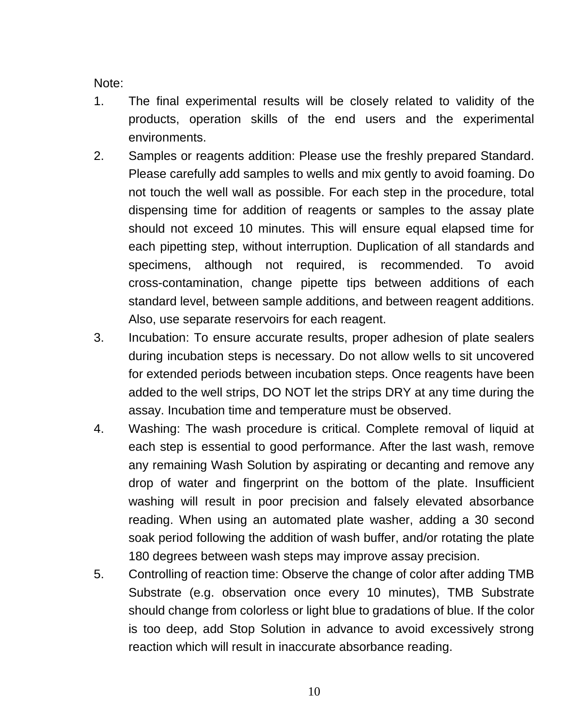Note:

1. The final experimental results will be closely related to validity of the products, operation skills of the end users and the experimental environments.
2. Samples or reagents addition: Please use the freshly prepared Standard. Please carefully add samples to wells and mix gently to avoid foaming. Do not touch the well wall as possible. For each step in the procedure, total dispensing time for addition of reagents or samples to the assay plate should not exceed 10 minutes. This will ensure equal elapsed time for each pipetting step, without interruption. Duplication of all standards and specimens, although not required, is recommended. To avoid cross-contamination, change pipette tips between additions of each standard level, between sample additions, and between reagent additions. Also, use separate reservoirs for each reagent.
3. Incubation: To ensure accurate results, proper adhesion of plate sealers during incubation steps is necessary. Do not allow wells to sit uncovered for extended periods between incubation steps. Once reagents have been added to the well strips, DO NOT let the strips DRY at any time during the assay. Incubation time and temperature must be observed.
4. Washing: The wash procedure is critical. Complete removal of liquid at each step is essential to good performance. After the last wash, remove any remaining Wash Solution by aspirating or decanting and remove any drop of water and fingerprint on the bottom of the plate. Insufficient washing will result in poor precision and falsely elevated absorbance reading. When using an automated plate washer, adding a 30 second soak period following the addition of wash buffer, and/or rotating the plate 180 degrees between wash steps may improve assay precision.
5. Controlling of reaction time: Observe the change of color after adding TMB Substrate (e.g. observation once every 10 minutes), TMB Substrate should change from colorless or light blue to gradations of blue. If the color is too deep, add Stop Solution in advance to avoid excessively strong reaction which will result in inaccurate absorbance reading.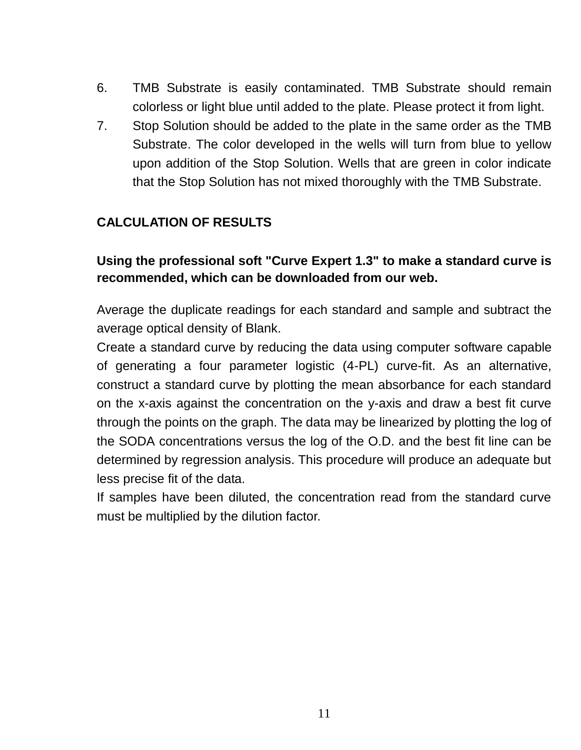6. TMB Substrate is easily contaminated. TMB Substrate should remain colorless or light blue until added to the plate. Please protect it from light.
7. Stop Solution should be added to the plate in the same order as the TMB Substrate. The color developed in the wells will turn from blue to yellow upon addition of the Stop Solution. Wells that are green in color indicate that the Stop Solution has not mixed thoroughly with the TMB Substrate.

## CALCULATION OF RESULTS

**Using the professional soft "Curve Expert 1.3" to make a standard curve is recommended, which can be downloaded from our web.**

Average the duplicate readings for each standard and sample and subtract the average optical density of Blank.

Create a standard curve by reducing the data using computer software capable of generating a four parameter logistic (4-PL) curve-fit. As an alternative, construct a standard curve by plotting the mean absorbance for each standard on the x-axis against the concentration on the y-axis and draw a best fit curve through the points on the graph. The data may be linearized by plotting the log of the SODA concentrations versus the log of the O.D. and the best fit line can be determined by regression analysis. This procedure will produce an adequate but less precise fit of the data.

If samples have been diluted, the concentration read from the standard curve must be multiplied by the dilution factor.